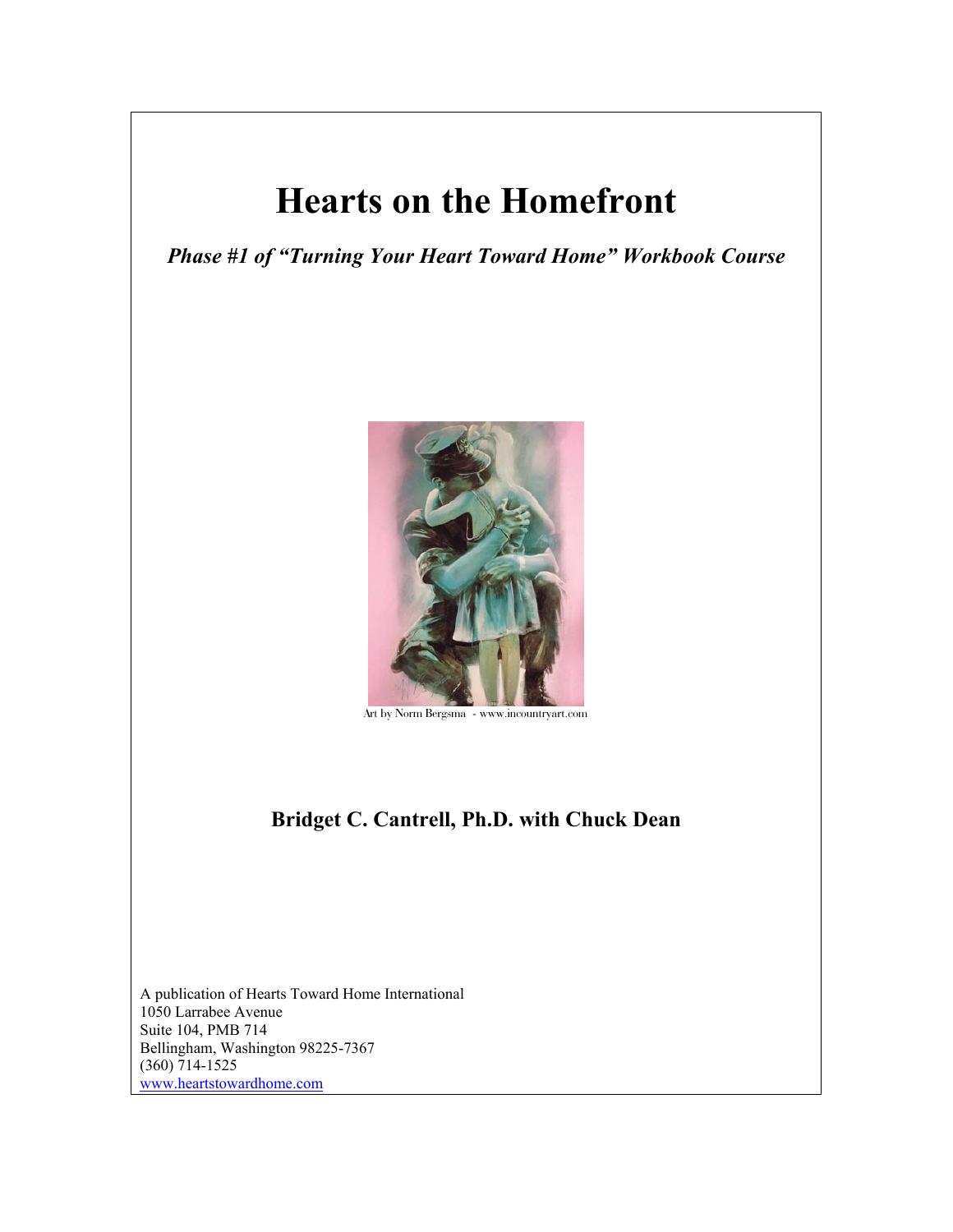# Hearts on the Homefront

***Phase #1 of "Turning Your Heart Toward Home" Workbook Course***

Art by Norm Bergsma - www.incountryart.com

**Bridget C. Cantrell, Ph.D. with Chuck Dean**

A publication of Hearts Toward Home International
1050 Larrabee Avenue
Suite 104, PMB 714
Bellingham, Washington 98225-7367
(360) 714-1525
www.heartstowardhome.com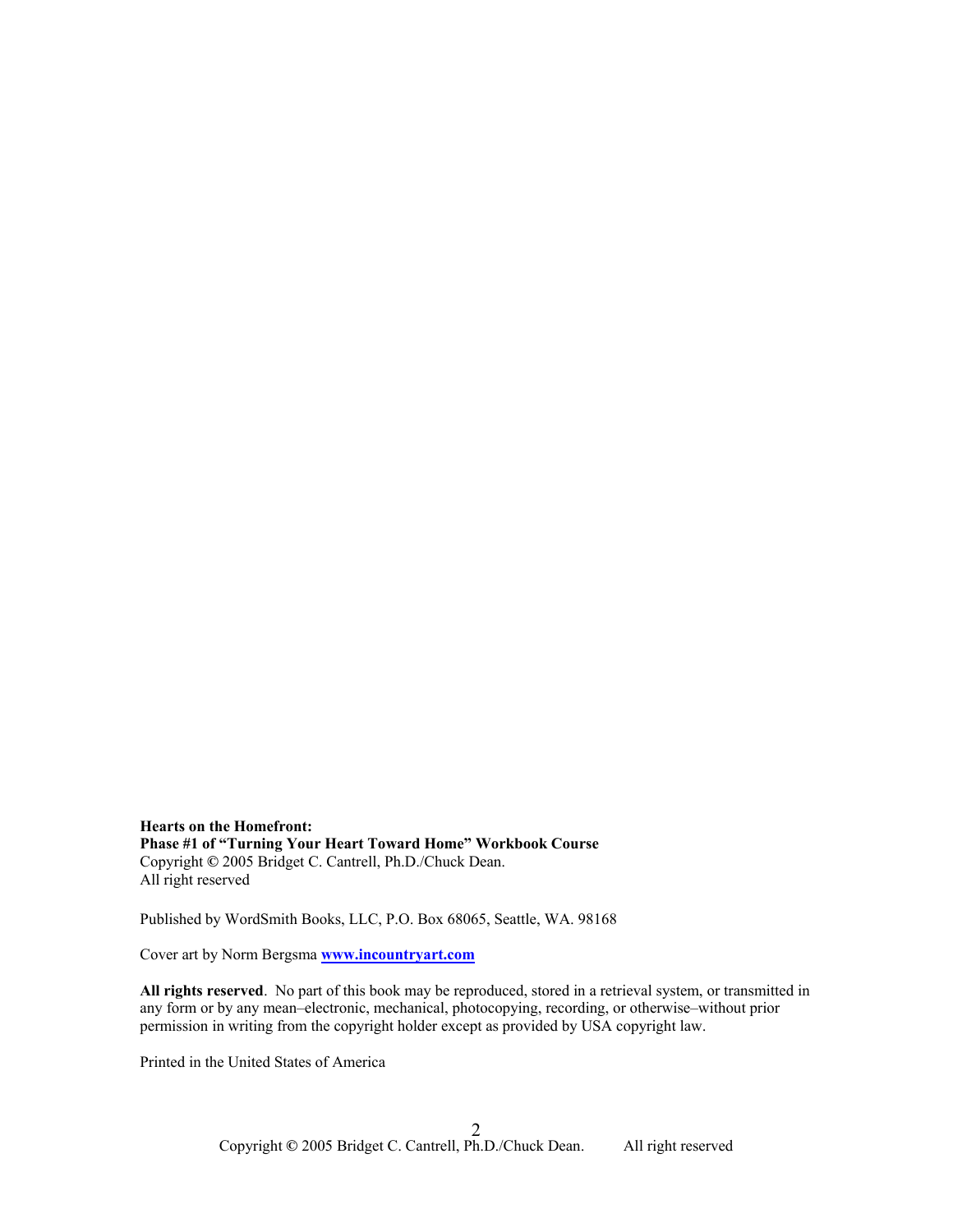**Hearts on the Homefront:**
**Phase #1 of "Turning Your Heart Toward Home" Workbook Course**
Copyright © 2005 Bridget C. Cantrell, Ph.D./Chuck Dean.
All right reserved

Published by WordSmith Books, LLC, P.O. Box 68065, Seattle, WA. 98168

Cover art by Norm Bergsma **www.incountryart.com**

**All rights reserved**. No part of this book may be reproduced, stored in a retrieval system, or transmitted in any form or by any mean–electronic, mechanical, photocopying, recording, or otherwise–without prior permission in writing from the copyright holder except as provided by USA copyright law.

Printed in the United States of America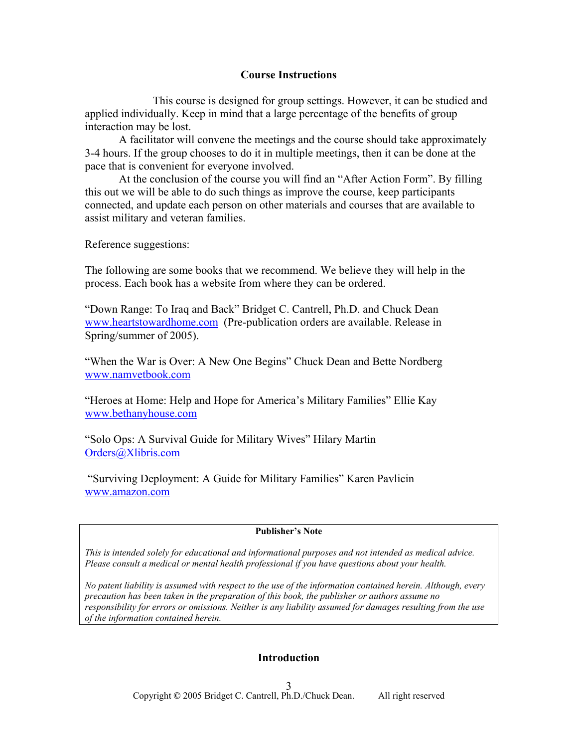## Course Instructions

This course is designed for group settings. However, it can be studied and applied individually. Keep in mind that a large percentage of the benefits of group interaction may be lost.

A facilitator will convene the meetings and the course should take approximately 3-4 hours. If the group chooses to do it in multiple meetings, then it can be done at the pace that is convenient for everyone involved.

At the conclusion of the course you will find an "After Action Form". By filling this out we will be able to do such things as improve the course, keep participants connected, and update each person on other materials and courses that are available to assist military and veteran families.

Reference suggestions:

The following are some books that we recommend. We believe they will help in the process. Each book has a website from where they can be ordered.

"Down Range: To Iraq and Back" Bridget C. Cantrell, Ph.D. and Chuck Dean
www.heartstowardhome.com (Pre-publication orders are available. Release in Spring/summer of 2005).

"When the War is Over: A New One Begins" Chuck Dean and Bette Nordberg
www.namvetbook.com

"Heroes at Home: Help and Hope for America's Military Families" Ellie Kay
www.bethanyhouse.com

"Solo Ops: A Survival Guide for Military Wives" Hilary Martin
Orders@Xlibris.com

"Surviving Deployment: A Guide for Military Families" Karen Pavlicin
www.amazon.com

**Publisher's Note**

*This is intended solely for educational and informational purposes and not intended as medical advice. Please consult a medical or mental health professional if you have questions about your health.*

*No patent liability is assumed with respect to the use of the information contained herein. Although, every precaution has been taken in the preparation of this book, the publisher or authors assume no responsibility for errors or omissions. Neither is any liability assumed for damages resulting from the use of the information contained herein.*

## Introduction

Copyright © 2005 Bridget C. Cantrell, Ph.D./Chuck Dean. All right reserved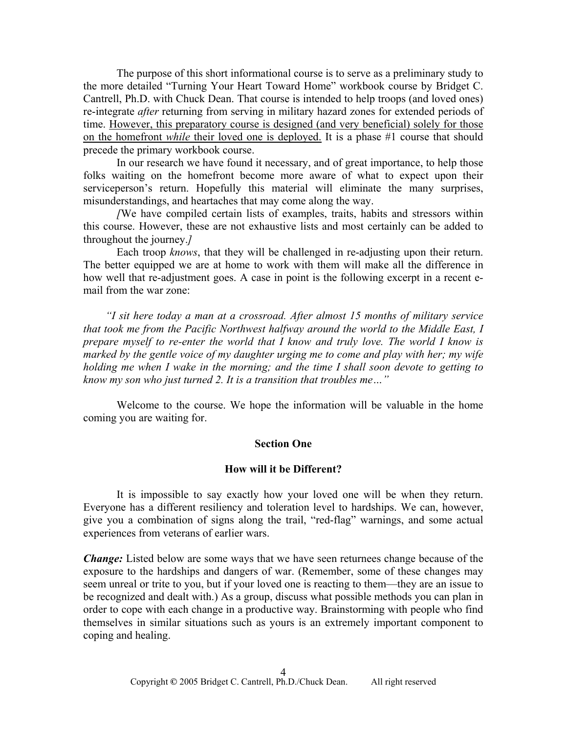The purpose of this short informational course is to serve as a preliminary study to the more detailed "Turning Your Heart Toward Home" workbook course by Bridget C. Cantrell, Ph.D. with Chuck Dean. That course is intended to help troops (and loved ones) re-integrate *after* returning from serving in military hazard zones for extended periods of time. <u>However, this preparatory course is designed (and very beneficial) solely for those on the homefront *while* their loved one is deployed.</u> It is a phase #1 course that should precede the primary workbook course.

In our research we have found it necessary, and of great importance, to help those folks waiting on the homefront become more aware of what to expect upon their serviceperson's return. Hopefully this material will eliminate the many surprises, misunderstandings, and heartaches that may come along the way.

*[*We have compiled certain lists of examples, traits, habits and stressors within this course. However, these are not exhaustive lists and most certainly can be added to throughout the journey.*]*

Each troop *knows*, that they will be challenged in re-adjusting upon their return. The better equipped we are at home to work with them will make all the difference in how well that re-adjustment goes. A case in point is the following excerpt in a recent e-mail from the war zone:

*"I sit here today a man at a crossroad. After almost 15 months of military service that took me from the Pacific Northwest halfway around the world to the Middle East, I prepare myself to re-enter the world that I know and truly love. The world I know is marked by the gentle voice of my daughter urging me to come and play with her; my wife holding me when I wake in the morning; and the time I shall soon devote to getting to know my son who just turned 2. It is a transition that troubles me…"*

Welcome to the course. We hope the information will be valuable in the home coming you are waiting for.

## Section One

### How will it be Different?

It is impossible to say exactly how your loved one will be when they return. Everyone has a different resiliency and toleration level to hardships. We can, however, give you a combination of signs along the trail, "red-flag" warnings, and some actual experiences from veterans of earlier wars.

***Change:*** Listed below are some ways that we have seen returnees change because of the exposure to the hardships and dangers of war. (Remember, some of these changes may seem unreal or trite to you, but if your loved one is reacting to them—they are an issue to be recognized and dealt with.) As a group, discuss what possible methods you can plan in order to cope with each change in a productive way. Brainstorming with people who find themselves in similar situations such as yours is an extremely important component to coping and healing.

Copyright © 2005 Bridget C. Cantrell, Ph.D./Chuck Dean. All right reserved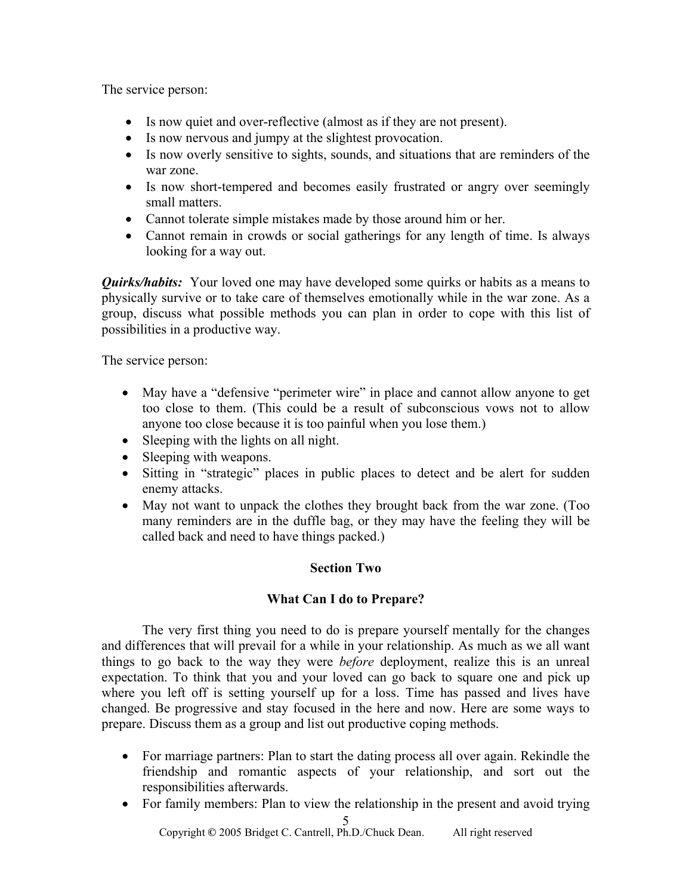The service person:

- Is now quiet and over-reflective (almost as if they are not present).
- Is now nervous and jumpy at the slightest provocation.
- Is now overly sensitive to sights, sounds, and situations that are reminders of the war zone.
- Is now short-tempered and becomes easily frustrated or angry over seemingly small matters.
- Cannot tolerate simple mistakes made by those around him or her.
- Cannot remain in crowds or social gatherings for any length of time. Is always looking for a way out.

***Quirks/habits:*** Your loved one may have developed some quirks or habits as a means to physically survive or to take care of themselves emotionally while in the war zone. As a group, discuss what possible methods you can plan in order to cope with this list of possibilities in a productive way.

The service person:

- May have a "defensive "perimeter wire" in place and cannot allow anyone to get too close to them. (This could be a result of subconscious vows not to allow anyone too close because it is too painful when you lose them.)
- Sleeping with the lights on all night.
- Sleeping with weapons.
- Sitting in "strategic" places in public places to detect and be alert for sudden enemy attacks.
- May not want to unpack the clothes they brought back from the war zone. (Too many reminders are in the duffle bag, or they may have the feeling they will be called back and need to have things packed.)

## Section Two

### What Can I do to Prepare?

The very first thing you need to do is prepare yourself mentally for the changes and differences that will prevail for a while in your relationship. As much as we all want things to go back to the way they were *before* deployment, realize this is an unreal expectation. To think that you and your loved can go back to square one and pick up where you left off is setting yourself up for a loss. Time has passed and lives have changed. Be progressive and stay focused in the here and now. Here are some ways to prepare. Discuss them as a group and list out productive coping methods.

- For marriage partners: Plan to start the dating process all over again. Rekindle the friendship and romantic aspects of your relationship, and sort out the responsibilities afterwards.
- For family members: Plan to view the relationship in the present and avoid trying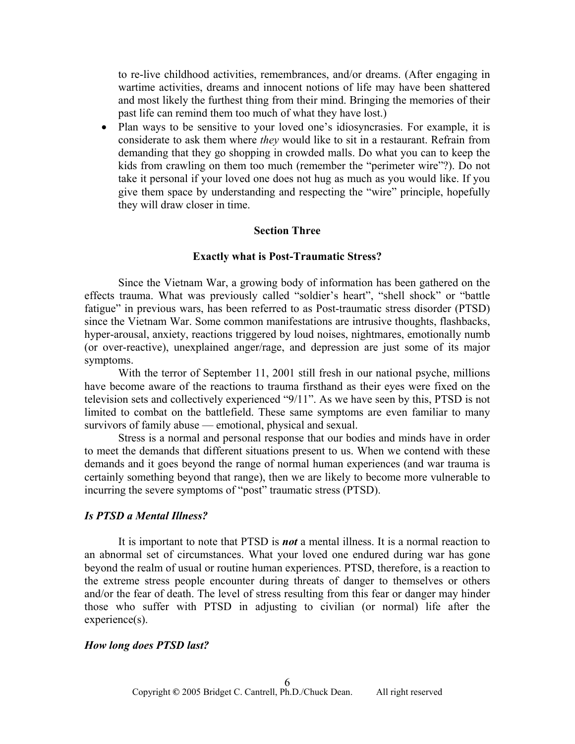to re-live childhood activities, remembrances, and/or dreams. (After engaging in wartime activities, dreams and innocent notions of life may have been shattered and most likely the furthest thing from their mind. Bringing the memories of their past life can remind them too much of what they have lost.)

- Plan ways to be sensitive to your loved one's idiosyncrasies. For example, it is considerate to ask them where *they* would like to sit in a restaurant. Refrain from demanding that they go shopping in crowded malls. Do what you can to keep the kids from crawling on them too much (remember the "perimeter wire"?). Do not take it personal if your loved one does not hug as much as you would like. If you give them space by understanding and respecting the "wire" principle, hopefully they will draw closer in time.

## Section Three

## Exactly what is Post-Traumatic Stress?

Since the Vietnam War, a growing body of information has been gathered on the effects trauma. What was previously called "soldier's heart", "shell shock" or "battle fatigue" in previous wars, has been referred to as Post-traumatic stress disorder (PTSD) since the Vietnam War. Some common manifestations are intrusive thoughts, flashbacks, hyper-arousal, anxiety, reactions triggered by loud noises, nightmares, emotionally numb (or over-reactive), unexplained anger/rage, and depression are just some of its major symptoms.

With the terror of September 11, 2001 still fresh in our national psyche, millions have become aware of the reactions to trauma firsthand as their eyes were fixed on the television sets and collectively experienced "9/11". As we have seen by this, PTSD is not limited to combat on the battlefield. These same symptoms are even familiar to many survivors of family abuse — emotional, physical and sexual.

Stress is a normal and personal response that our bodies and minds have in order to meet the demands that different situations present to us. When we contend with these demands and it goes beyond the range of normal human experiences (and war trauma is certainly something beyond that range), then we are likely to become more vulnerable to incurring the severe symptoms of "post" traumatic stress (PTSD).

### *Is PTSD a Mental Illness?*

It is important to note that PTSD is ***not*** a mental illness. It is a normal reaction to an abnormal set of circumstances. What your loved one endured during war has gone beyond the realm of usual or routine human experiences. PTSD, therefore, is a reaction to the extreme stress people encounter during threats of danger to themselves or others and/or the fear of death. The level of stress resulting from this fear or danger may hinder those who suffer with PTSD in adjusting to civilian (or normal) life after the experience(s).

### *How long does PTSD last?*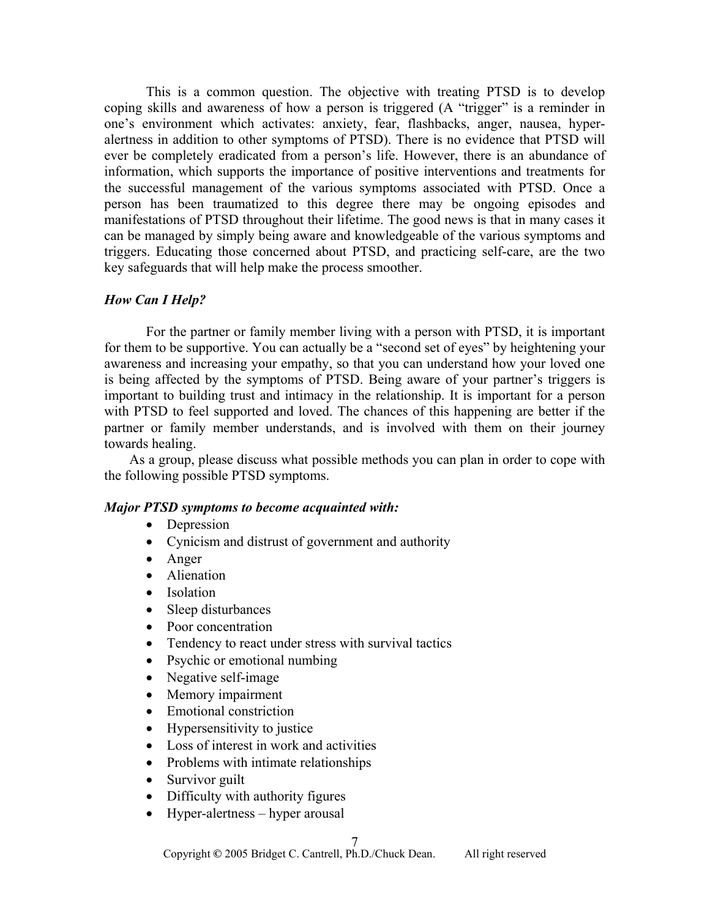This is a common question. The objective with treating PTSD is to develop coping skills and awareness of how a person is triggered (A "trigger" is a reminder in one's environment which activates: anxiety, fear, flashbacks, anger, nausea, hyper-alertness in addition to other symptoms of PTSD). There is no evidence that PTSD will ever be completely eradicated from a person's life. However, there is an abundance of information, which supports the importance of positive interventions and treatments for the successful management of the various symptoms associated with PTSD. Once a person has been traumatized to this degree there may be ongoing episodes and manifestations of PTSD throughout their lifetime. The good news is that in many cases it can be managed by simply being aware and knowledgeable of the various symptoms and triggers. Educating those concerned about PTSD, and practicing self-care, are the two key safeguards that will help make the process smoother.

### *How Can I Help?*

For the partner or family member living with a person with PTSD, it is important for them to be supportive. You can actually be a "second set of eyes" by heightening your awareness and increasing your empathy, so that you can understand how your loved one is being affected by the symptoms of PTSD. Being aware of your partner's triggers is important to building trust and intimacy in the relationship. It is important for a person with PTSD to feel supported and loved. The chances of this happening are better if the partner or family member understands, and is involved with them on their journey towards healing.

As a group, please discuss what possible methods you can plan in order to cope with the following possible PTSD symptoms.

***Major PTSD symptoms to become acquainted with:***

- Depression
- Cynicism and distrust of government and authority
- Anger
- Alienation
- Isolation
- Sleep disturbances
- Poor concentration
- Tendency to react under stress with survival tactics
- Psychic or emotional numbing
- Negative self-image
- Memory impairment
- Emotional constriction
- Hypersensitivity to justice
- Loss of interest in work and activities
- Problems with intimate relationships
- Survivor guilt
- Difficulty with authority figures
- Hyper-alertness – hyper arousal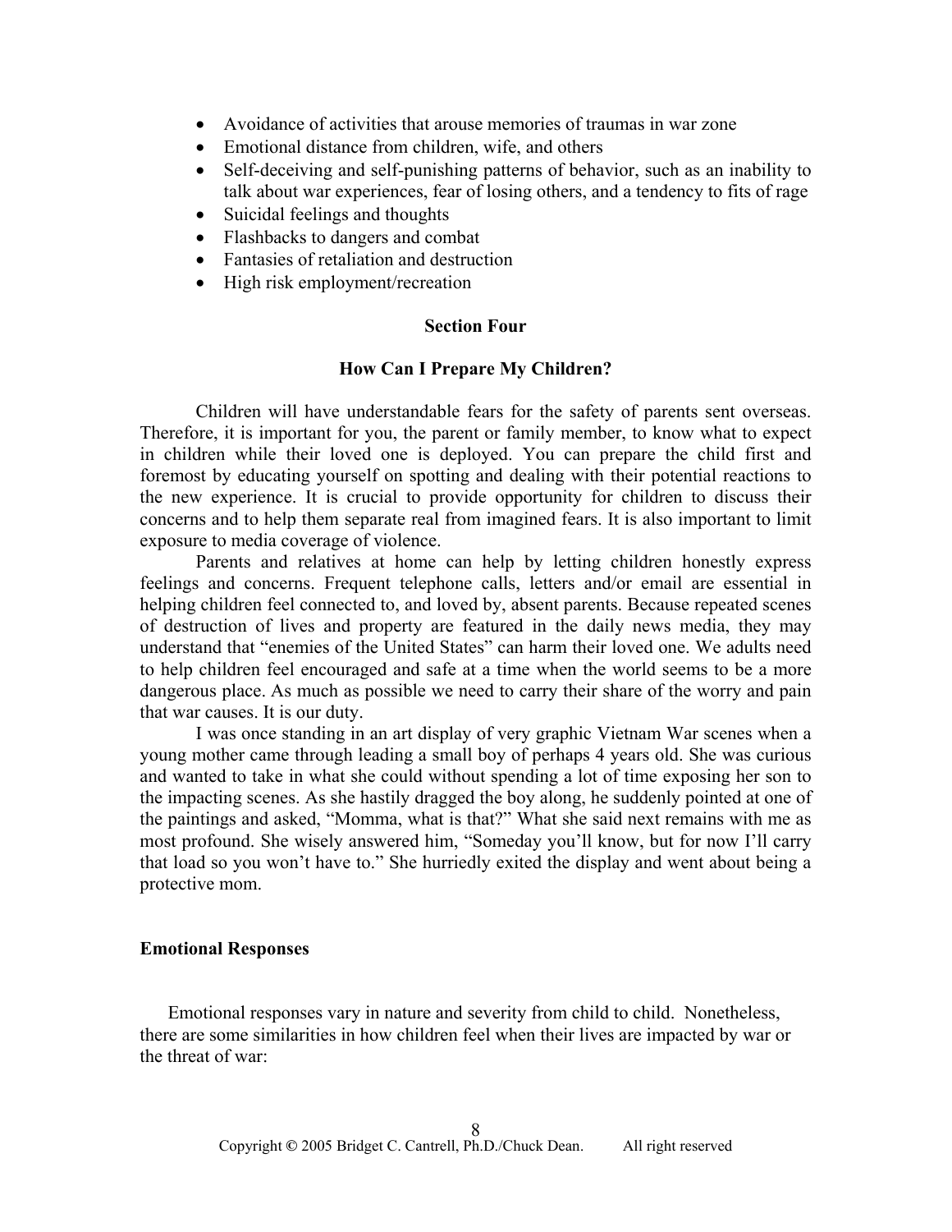- Avoidance of activities that arouse memories of traumas in war zone
- Emotional distance from children, wife, and others
- Self-deceiving and self-punishing patterns of behavior, such as an inability to talk about war experiences, fear of losing others, and a tendency to fits of rage
- Suicidal feelings and thoughts
- Flashbacks to dangers and combat
- Fantasies of retaliation and destruction
- High risk employment/recreation

## Section Four

## How Can I Prepare My Children?

Children will have understandable fears for the safety of parents sent overseas. Therefore, it is important for you, the parent or family member, to know what to expect in children while their loved one is deployed. You can prepare the child first and foremost by educating yourself on spotting and dealing with their potential reactions to the new experience. It is crucial to provide opportunity for children to discuss their concerns and to help them separate real from imagined fears. It is also important to limit exposure to media coverage of violence.

Parents and relatives at home can help by letting children honestly express feelings and concerns. Frequent telephone calls, letters and/or email are essential in helping children feel connected to, and loved by, absent parents. Because repeated scenes of destruction of lives and property are featured in the daily news media, they may understand that "enemies of the United States" can harm their loved one. We adults need to help children feel encouraged and safe at a time when the world seems to be a more dangerous place. As much as possible we need to carry their share of the worry and pain that war causes. It is our duty.

I was once standing in an art display of very graphic Vietnam War scenes when a young mother came through leading a small boy of perhaps 4 years old. She was curious and wanted to take in what she could without spending a lot of time exposing her son to the impacting scenes. As she hastily dragged the boy along, he suddenly pointed at one of the paintings and asked, "Momma, what is that?" What she said next remains with me as most profound. She wisely answered him, "Someday you'll know, but for now I'll carry that load so you won't have to." She hurriedly exited the display and went about being a protective mom.

### Emotional Responses

Emotional responses vary in nature and severity from child to child. Nonetheless, there are some similarities in how children feel when their lives are impacted by war or the threat of war: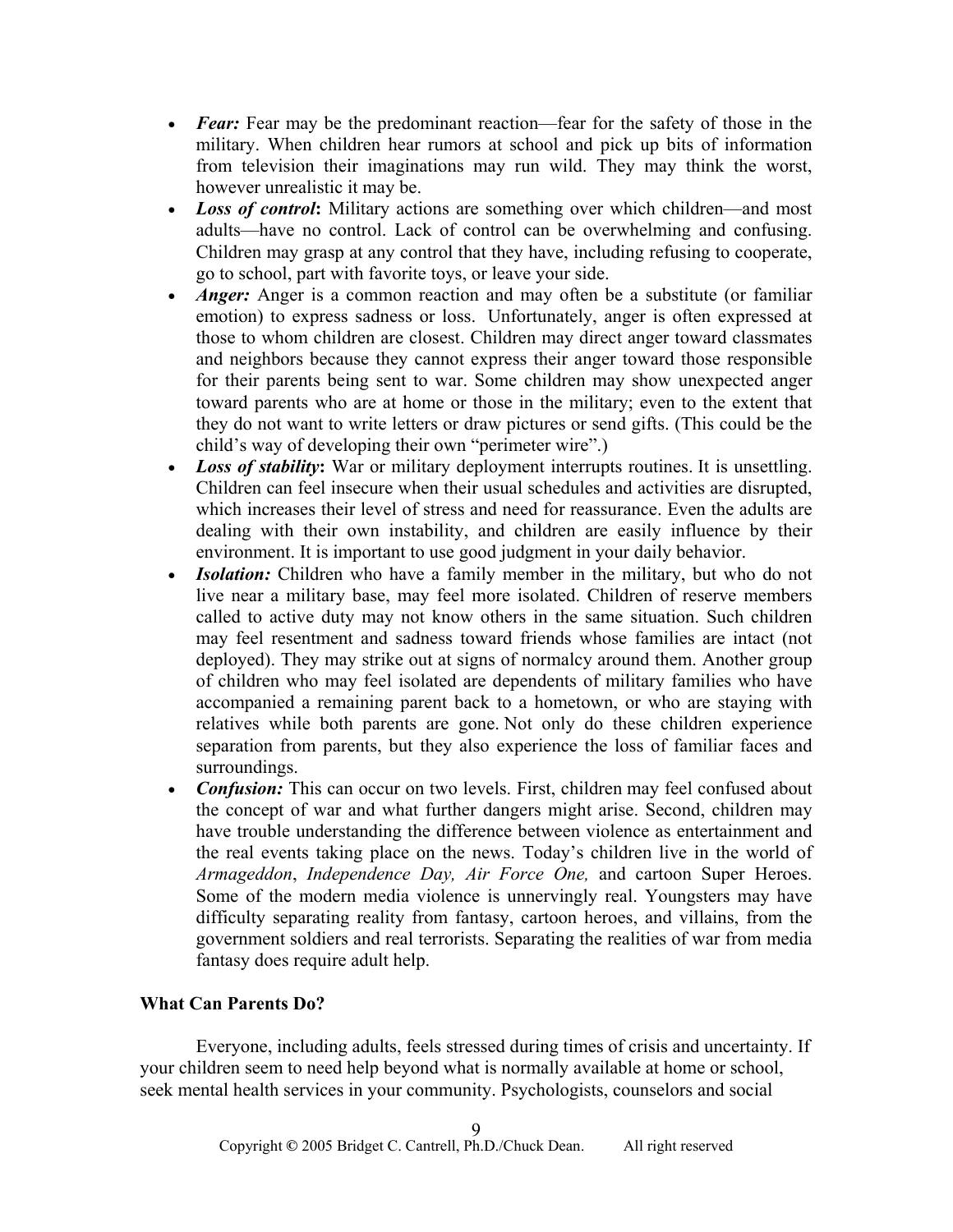- ***Fear:*** Fear may be the predominant reaction—fear for the safety of those in the military. When children hear rumors at school and pick up bits of information from television their imaginations may run wild. They may think the worst, however unrealistic it may be.
- ***Loss of control*:** Military actions are something over which children—and most adults—have no control. Lack of control can be overwhelming and confusing. Children may grasp at any control that they have, including refusing to cooperate, go to school, part with favorite toys, or leave your side.
- ***Anger:*** Anger is a common reaction and may often be a substitute (or familiar emotion) to express sadness or loss. Unfortunately, anger is often expressed at those to whom children are closest. Children may direct anger toward classmates and neighbors because they cannot express their anger toward those responsible for their parents being sent to war. Some children may show unexpected anger toward parents who are at home or those in the military; even to the extent that they do not want to write letters or draw pictures or send gifts. (This could be the child's way of developing their own "perimeter wire".)
- ***Loss of stability*:** War or military deployment interrupts routines. It is unsettling. Children can feel insecure when their usual schedules and activities are disrupted, which increases their level of stress and need for reassurance. Even the adults are dealing with their own instability, and children are easily influence by their environment. It is important to use good judgment in your daily behavior.
- ***Isolation:*** Children who have a family member in the military, but who do not live near a military base, may feel more isolated. Children of reserve members called to active duty may not know others in the same situation. Such children may feel resentment and sadness toward friends whose families are intact (not deployed). They may strike out at signs of normalcy around them. Another group of children who may feel isolated are dependents of military families who have accompanied a remaining parent back to a hometown, or who are staying with relatives while both parents are gone. Not only do these children experience separation from parents, but they also experience the loss of familiar faces and surroundings.
- ***Confusion:*** This can occur on two levels. First, children may feel confused about the concept of war and what further dangers might arise. Second, children may have trouble understanding the difference between violence as entertainment and the real events taking place on the news. Today's children live in the world of *Armageddon*, *Independence Day, Air Force One,* and cartoon Super Heroes. Some of the modern media violence is unnervingly real. Youngsters may have difficulty separating reality from fantasy, cartoon heroes, and villains, from the government soldiers and real terrorists. Separating the realities of war from media fantasy does require adult help.

**What Can Parents Do?**

Everyone, including adults, feels stressed during times of crisis and uncertainty. If your children seem to need help beyond what is normally available at home or school, seek mental health services in your community. Psychologists, counselors and social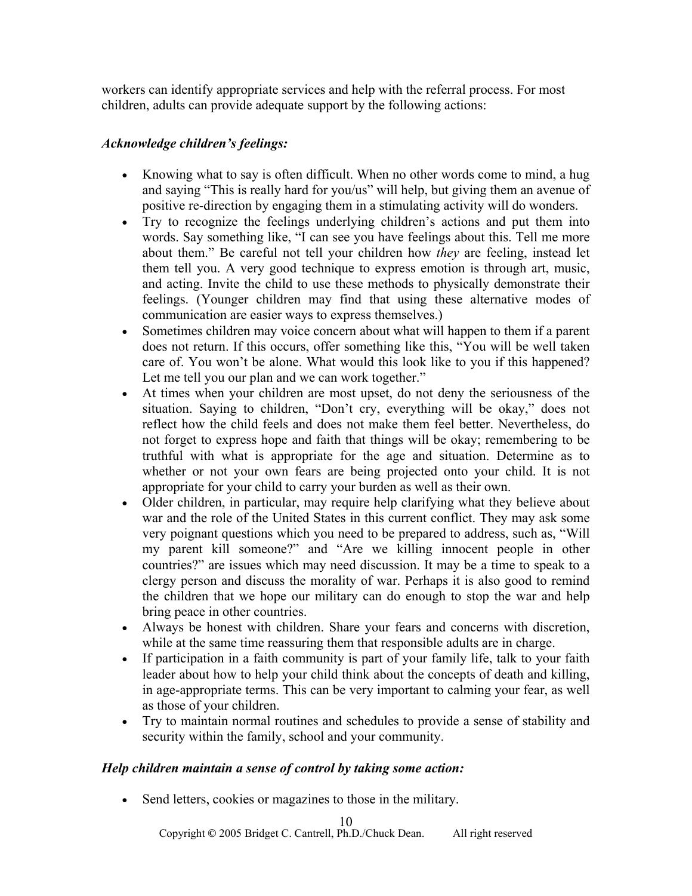workers can identify appropriate services and help with the referral process. For most children, adults can provide adequate support by the following actions:

***Acknowledge children's feelings:***

- Knowing what to say is often difficult. When no other words come to mind, a hug and saying "This is really hard for you/us" will help, but giving them an avenue of positive re-direction by engaging them in a stimulating activity will do wonders.
- Try to recognize the feelings underlying children's actions and put them into words. Say something like, "I can see you have feelings about this. Tell me more about them." Be careful not tell your children how *they* are feeling, instead let them tell you. A very good technique to express emotion is through art, music, and acting. Invite the child to use these methods to physically demonstrate their feelings. (Younger children may find that using these alternative modes of communication are easier ways to express themselves.)
- Sometimes children may voice concern about what will happen to them if a parent does not return. If this occurs, offer something like this, "You will be well taken care of. You won't be alone. What would this look like to you if this happened? Let me tell you our plan and we can work together."
- At times when your children are most upset, do not deny the seriousness of the situation. Saying to children, "Don't cry, everything will be okay," does not reflect how the child feels and does not make them feel better. Nevertheless, do not forget to express hope and faith that things will be okay; remembering to be truthful with what is appropriate for the age and situation. Determine as to whether or not your own fears are being projected onto your child. It is not appropriate for your child to carry your burden as well as their own.
- Older children, in particular, may require help clarifying what they believe about war and the role of the United States in this current conflict. They may ask some very poignant questions which you need to be prepared to address, such as, "Will my parent kill someone?" and "Are we killing innocent people in other countries?" are issues which may need discussion. It may be a time to speak to a clergy person and discuss the morality of war. Perhaps it is also good to remind the children that we hope our military can do enough to stop the war and help bring peace in other countries.
- Always be honest with children. Share your fears and concerns with discretion, while at the same time reassuring them that responsible adults are in charge.
- If participation in a faith community is part of your family life, talk to your faith leader about how to help your child think about the concepts of death and killing, in age-appropriate terms. This can be very important to calming your fear, as well as those of your children.
- Try to maintain normal routines and schedules to provide a sense of stability and security within the family, school and your community.

***Help children maintain a sense of control by taking some action:***

- Send letters, cookies or magazines to those in the military.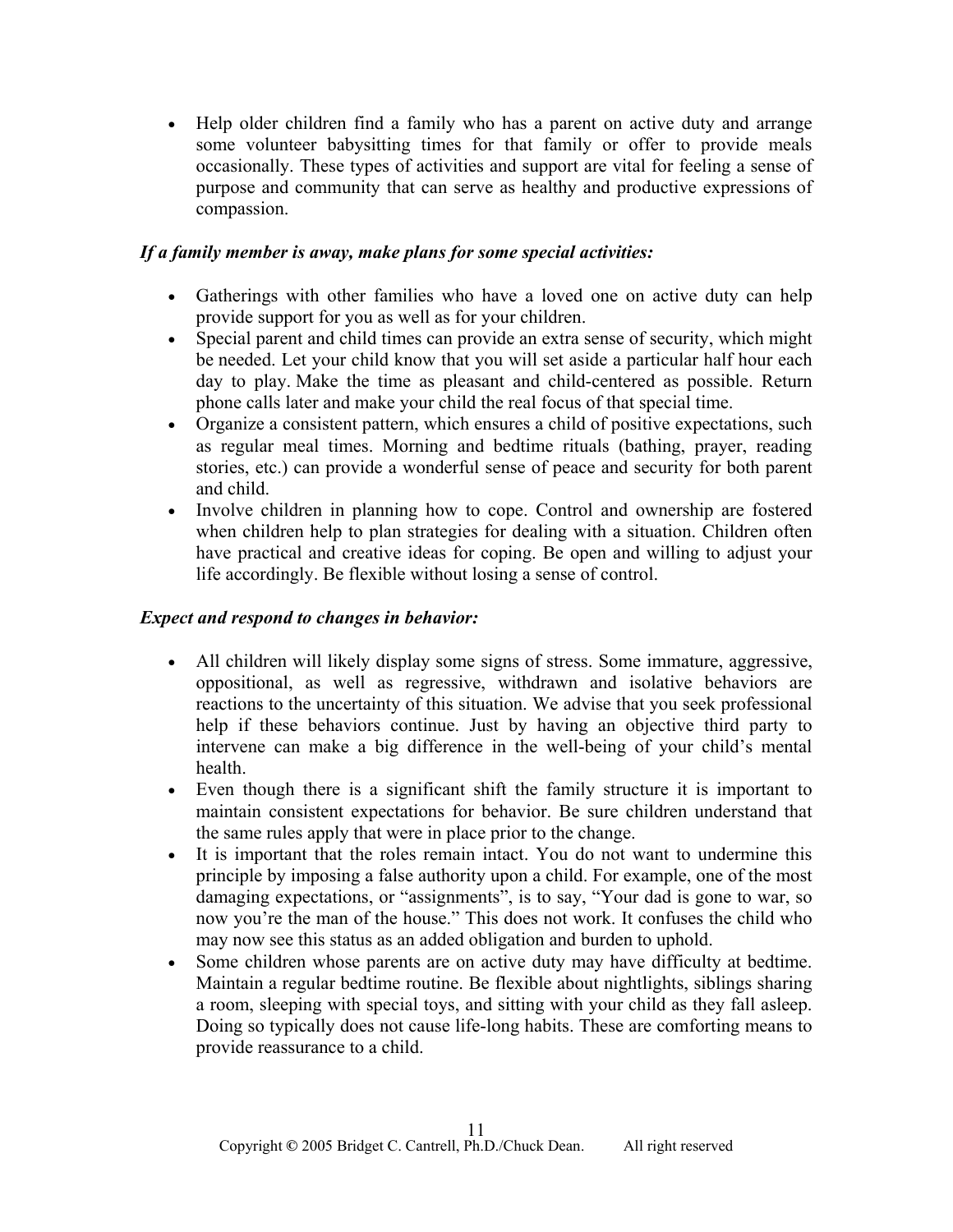- Help older children find a family who has a parent on active duty and arrange some volunteer babysitting times for that family or offer to provide meals occasionally. These types of activities and support are vital for feeling a sense of purpose and community that can serve as healthy and productive expressions of compassion.

***If a family member is away, make plans for some special activities:***

- Gatherings with other families who have a loved one on active duty can help provide support for you as well as for your children.
- Special parent and child times can provide an extra sense of security, which might be needed. Let your child know that you will set aside a particular half hour each day to play. Make the time as pleasant and child-centered as possible. Return phone calls later and make your child the real focus of that special time.
- Organize a consistent pattern, which ensures a child of positive expectations, such as regular meal times. Morning and bedtime rituals (bathing, prayer, reading stories, etc.) can provide a wonderful sense of peace and security for both parent and child.
- Involve children in planning how to cope. Control and ownership are fostered when children help to plan strategies for dealing with a situation. Children often have practical and creative ideas for coping. Be open and willing to adjust your life accordingly. Be flexible without losing a sense of control.

***Expect and respond to changes in behavior:***

- All children will likely display some signs of stress. Some immature, aggressive, oppositional, as well as regressive, withdrawn and isolative behaviors are reactions to the uncertainty of this situation. We advise that you seek professional help if these behaviors continue. Just by having an objective third party to intervene can make a big difference in the well-being of your child's mental health.
- Even though there is a significant shift the family structure it is important to maintain consistent expectations for behavior. Be sure children understand that the same rules apply that were in place prior to the change.
- It is important that the roles remain intact. You do not want to undermine this principle by imposing a false authority upon a child. For example, one of the most damaging expectations, or "assignments", is to say, "Your dad is gone to war, so now you're the man of the house." This does not work. It confuses the child who may now see this status as an added obligation and burden to uphold.
- Some children whose parents are on active duty may have difficulty at bedtime. Maintain a regular bedtime routine. Be flexible about nightlights, siblings sharing a room, sleeping with special toys, and sitting with your child as they fall asleep. Doing so typically does not cause life-long habits. These are comforting means to provide reassurance to a child.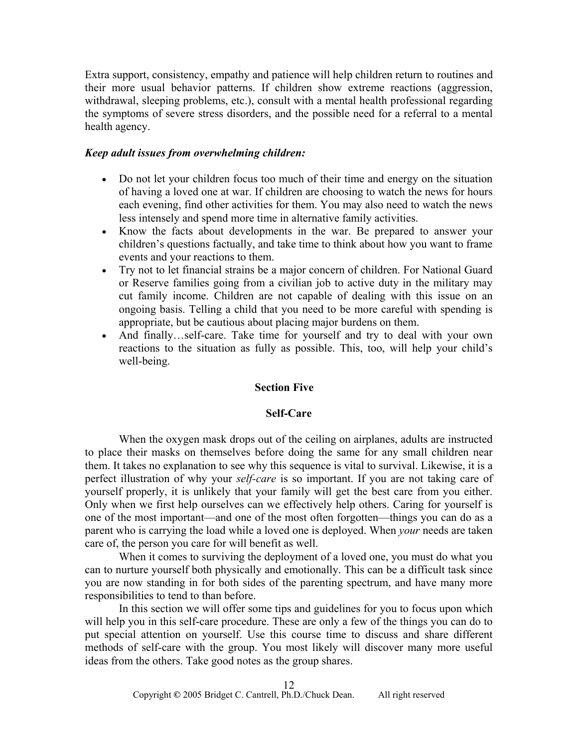Extra support, consistency, empathy and patience will help children return to routines and their more usual behavior patterns. If children show extreme reactions (aggression, withdrawal, sleeping problems, etc.), consult with a mental health professional regarding the symptoms of severe stress disorders, and the possible need for a referral to a mental health agency.

***Keep adult issues from overwhelming children:***

- Do not let your children focus too much of their time and energy on the situation of having a loved one at war. If children are choosing to watch the news for hours each evening, find other activities for them. You may also need to watch the news less intensely and spend more time in alternative family activities.
- Know the facts about developments in the war. Be prepared to answer your children's questions factually, and take time to think about how you want to frame events and your reactions to them.
- Try not to let financial strains be a major concern of children. For National Guard or Reserve families going from a civilian job to active duty in the military may cut family income. Children are not capable of dealing with this issue on an ongoing basis. Telling a child that you need to be more careful with spending is appropriate, but be cautious about placing major burdens on them.
- And finally…self-care. Take time for yourself and try to deal with your own reactions to the situation as fully as possible. This, too, will help your child's well-being.

## Section Five

## Self-Care

When the oxygen mask drops out of the ceiling on airplanes, adults are instructed to place their masks on themselves before doing the same for any small children near them. It takes no explanation to see why this sequence is vital to survival. Likewise, it is a perfect illustration of why your *self-care* is so important. If you are not taking care of yourself properly, it is unlikely that your family will get the best care from you either. Only when we first help ourselves can we effectively help others. Caring for yourself is one of the most important—and one of the most often forgotten—things you can do as a parent who is carrying the load while a loved one is deployed. When *your* needs are taken care of, the person you care for will benefit as well.

When it comes to surviving the deployment of a loved one, you must do what you can to nurture yourself both physically and emotionally. This can be a difficult task since you are now standing in for both sides of the parenting spectrum, and have many more responsibilities to tend to than before.

In this section we will offer some tips and guidelines for you to focus upon which will help you in this self-care procedure. These are only a few of the things you can do to put special attention on yourself. Use this course time to discuss and share different methods of self-care with the group. You most likely will discover many more useful ideas from the others. Take good notes as the group shares.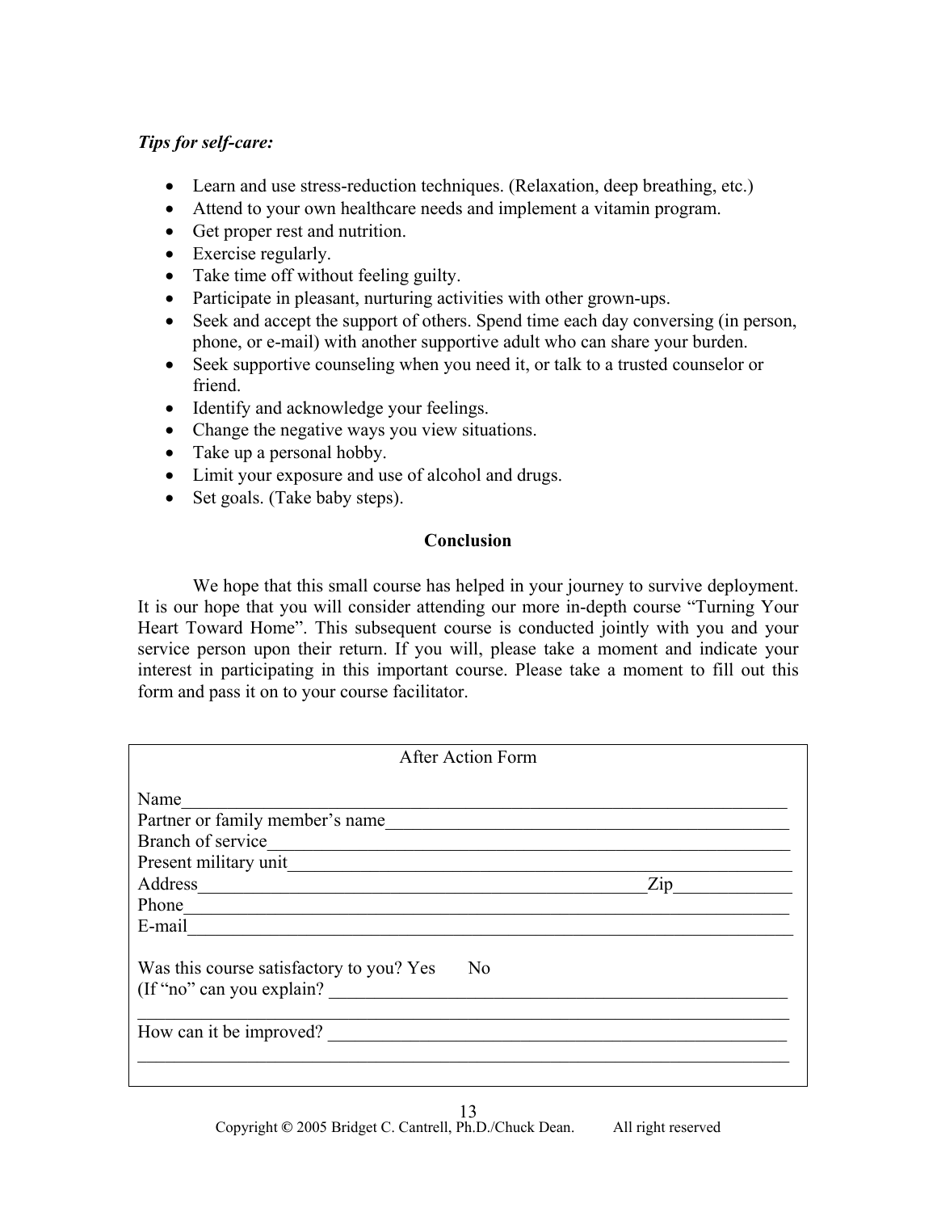*Tips for self-care:*

- Learn and use stress-reduction techniques. (Relaxation, deep breathing, etc.)
- Attend to your own healthcare needs and implement a vitamin program.
- Get proper rest and nutrition.
- Exercise regularly.
- Take time off without feeling guilty.
- Participate in pleasant, nurturing activities with other grown-ups.
- Seek and accept the support of others. Spend time each day conversing (in person, phone, or e-mail) with another supportive adult who can share your burden.
- Seek supportive counseling when you need it, or talk to a trusted counselor or friend.
- Identify and acknowledge your feelings.
- Change the negative ways you view situations.
- Take up a personal hobby.
- Limit your exposure and use of alcohol and drugs.
- Set goals. (Take baby steps).

## Conclusion

We hope that this small course has helped in your journey to survive deployment. It is our hope that you will consider attending our more in-depth course "Turning Your Heart Toward Home". This subsequent course is conducted jointly with you and your service person upon their return. If you will, please take a moment and indicate your interest in participating in this important course. Please take a moment to fill out this form and pass it on to your course facilitator.

After Action Form

Name_______________________________________________

Partner or family member's name_______________________________________________

Branch of service_______________________________________________

Present military unit_______________________________________________

Address_______________________________________________Zip____________

Phone_______________________________________________

E-mail_______________________________________________

Was this course satisfactory to you? Yes No

(If "no" can you explain? _______________________________________________

_______________________________________________

How can it be improved? _______________________________________________

_______________________________________________

Copyright © 2005 Bridget C. Cantrell, Ph.D./Chuck Dean. All right reserved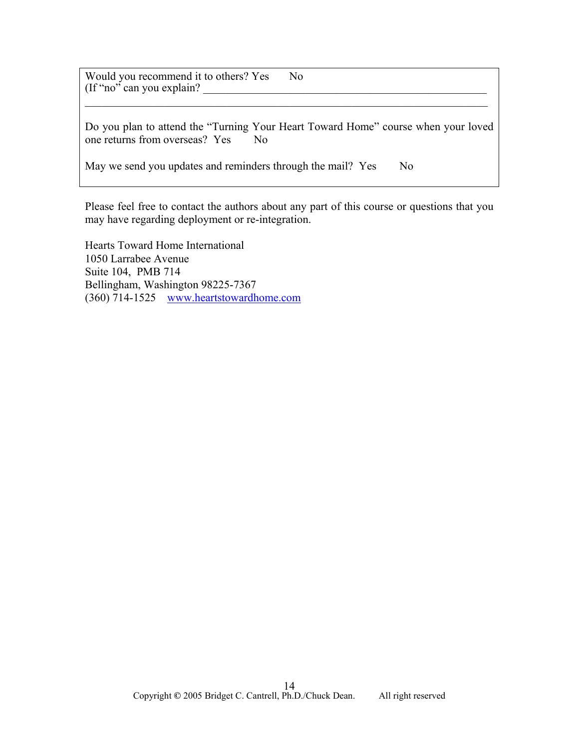Would you recommend it to others? Yes No
(If "no" can you explain? ____________________________________________________
______________________________________________________________________________

Do you plan to attend the "Turning Your Heart Toward Home" course when your loved one returns from overseas? Yes No

May we send you updates and reminders through the mail? Yes No

Please feel free to contact the authors about any part of this course or questions that you may have regarding deployment or re-integration.

Hearts Toward Home International
1050 Larrabee Avenue
Suite 104, PMB 714
Bellingham, Washington 98225-7367
(360) 714-1525 www.heartstowardhome.com

Copyright © 2005 Bridget C. Cantrell, Ph.D./Chuck Dean. All right reserved